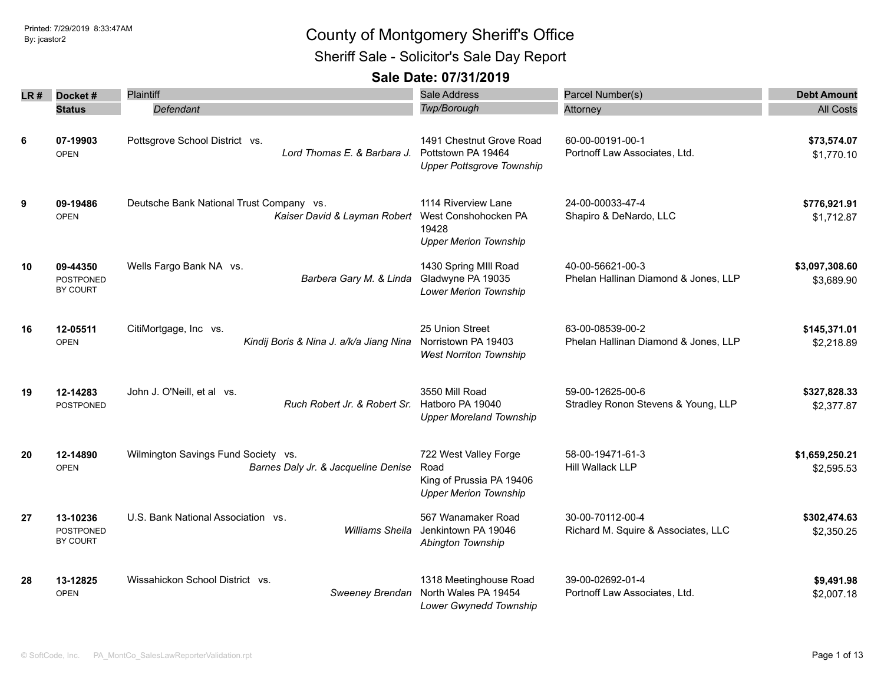Printed: 7/29/2019 8:33:47AM
By: jcastor2

# County of Montgomery Sheriff's Office

## Sheriff Sale - Solicitor's Sale Day Report

### Sale Date: 07/31/2019

| LR # | Docket # / Status | Plaintiff / *Defendant* | Sale Address / *Twp/Borough* | Parcel Number(s) / Attorney | Debt Amount / All Costs |
|---|---|---|---|---|---|
| 6 | **07-19903** OPEN | Pottsgrove School District vs. *Lord Thomas E. & Barbara J.* | 1491 Chestnut Grove Road Pottstown PA 19464 *Upper Pottsgrove Township* | 60-00-00191-00-1 Portnoff Law Associates, Ltd. | **$73,574.07** $1,770.10 |
| 9 | **09-19486** OPEN | Deutsche Bank National Trust Company vs. *Kaiser David & Layman Robert* | 1114 Riverview Lane West Conshohocken PA 19428 *Upper Merion Township* | 24-00-00033-47-4 Shapiro & DeNardo, LLC | **$776,921.91** $1,712.87 |
| 10 | **09-44350** POSTPONED BY COURT | Wells Fargo Bank NA vs. *Barbera Gary M. & Linda* | 1430 Spring MIll Road Gladwyne PA 19035 *Lower Merion Township* | 40-00-56621-00-3 Phelan Hallinan Diamond & Jones, LLP | **$3,097,308.60** $3,689.90 |
| 16 | **12-05511** OPEN | CitiMortgage, Inc vs. *Kindij Boris & Nina J. a/k/a Jiang Nina* | 25 Union Street Norristown PA 19403 *West Norriton Township* | 63-00-08539-00-2 Phelan Hallinan Diamond & Jones, LLP | **$145,371.01** $2,218.89 |
| 19 | **12-14283** POSTPONED | John J. O'Neill, et al vs. *Ruch Robert Jr. & Robert Sr.* | 3550 Mill Road Hatboro PA 19040 *Upper Moreland Township* | 59-00-12625-00-6 Stradley Ronon Stevens & Young, LLP | **$327,828.33** $2,377.87 |
| 20 | **12-14890** OPEN | Wilmington Savings Fund Society vs. *Barnes Daly Jr. & Jacqueline Denise* | 722 West Valley Forge Road King of Prussia PA 19406 *Upper Merion Township* | 58-00-19471-61-3 Hill Wallack LLP | **$1,659,250.21** $2,595.53 |
| 27 | **13-10236** POSTPONED BY COURT | U.S. Bank National Association vs. *Williams Sheila* | 567 Wanamaker Road Jenkintown PA 19046 *Abington Township* | 30-00-70112-00-4 Richard M. Squire & Associates, LLC | **$302,474.63** $2,350.25 |
| 28 | **13-12825** OPEN | Wissahickon School District vs. *Sweeney Brendan* | 1318 Meetinghouse Road North Wales PA 19454 *Lower Gwynedd Township* | 39-00-02692-01-4 Portnoff Law Associates, Ltd. | **$9,491.98** $2,007.18 |

© SoftCode, Inc. PA_MontCo_SalesLawReporterValidation.rpt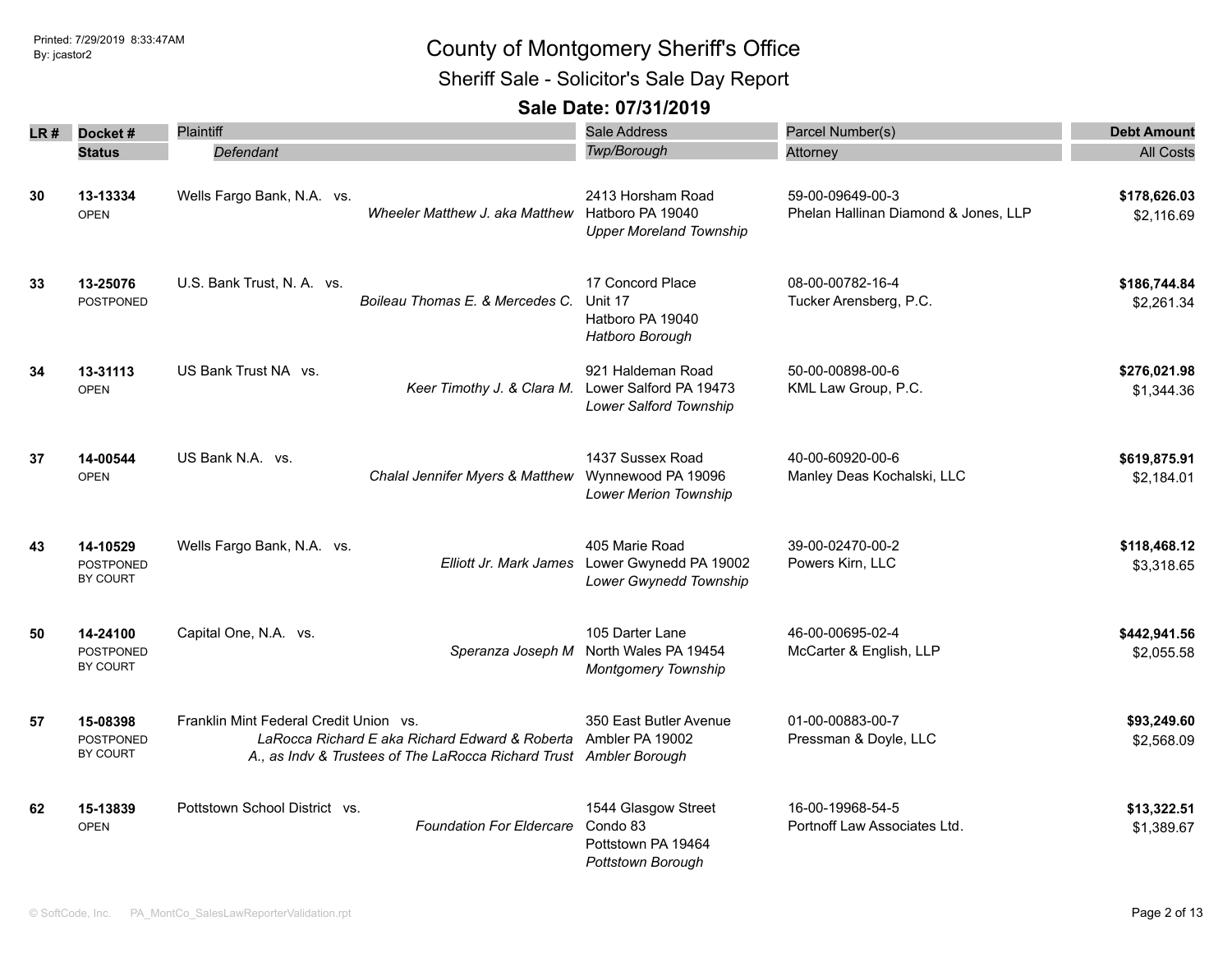# County of Montgomery Sheriff's Office

## Sheriff Sale - Solicitor's Sale Day Report

### Sale Date: 07/31/2019

| LR # | Docket # / Status | Plaintiff / Defendant | Sale Address / Twp/Borough | Parcel Number(s) / Attorney | Debt Amount / All Costs |
|---|---|---|---|---|---|
| 30 | **13-13334** OPEN | Wells Fargo Bank, N.A. vs. *Wheeler Matthew J. aka Matthew* | 2413 Horsham Road Hatboro PA 19040 *Upper Moreland Township* | 59-00-09649-00-3 Phelan Hallinan Diamond & Jones, LLP | **$178,626.03** $2,116.69 |
| 33 | **13-25076** POSTPONED | U.S. Bank Trust, N. A. vs. *Boileau Thomas E. & Mercedes C.* | 17 Concord Place Unit 17 Hatboro PA 19040 *Hatboro Borough* | 08-00-00782-16-4 Tucker Arensberg, P.C. | **$186,744.84** $2,261.34 |
| 34 | **13-31113** OPEN | US Bank Trust NA vs. *Keer Timothy J. & Clara M.* | 921 Haldeman Road Lower Salford PA 19473 *Lower Salford Township* | 50-00-00898-00-6 KML Law Group, P.C. | **$276,021.98** $1,344.36 |
| 37 | **14-00544** OPEN | US Bank N.A. vs. *Chalal Jennifer Myers & Matthew* | 1437 Sussex Road Wynnewood PA 19096 *Lower Merion Township* | 40-00-60920-00-6 Manley Deas Kochalski, LLC | **$619,875.91** $2,184.01 |
| 43 | **14-10529** POSTPONED BY COURT | Wells Fargo Bank, N.A. vs. *Elliott Jr. Mark James* | 405 Marie Road Lower Gwynedd PA 19002 *Lower Gwynedd Township* | 39-00-02470-00-2 Powers Kirn, LLC | **$118,468.12** $3,318.65 |
| 50 | **14-24100** POSTPONED BY COURT | Capital One, N.A. vs. *Speranza Joseph M* | 105 Darter Lane North Wales PA 19454 *Montgomery Township* | 46-00-00695-02-4 McCarter & English, LLP | **$442,941.56** $2,055.58 |
| 57 | **15-08398** POSTPONED BY COURT | Franklin Mint Federal Credit Union vs. *LaRocca Richard E aka Richard Edward & Roberta A., as Indv & Trustees of The LaRocca Richard Trust* | 350 East Butler Avenue Ambler PA 19002 *Ambler Borough* | 01-00-00883-00-7 Pressman & Doyle, LLC | **$93,249.60** $2,568.09 |
| 62 | **15-13839** OPEN | Pottstown School District vs. *Foundation For Eldercare* | 1544 Glasgow Street Condo 83 Pottstown PA 19464 *Pottstown Borough* | 16-00-19968-54-5 Portnoff Law Associates Ltd. | **$13,322.51** $1,389.67 |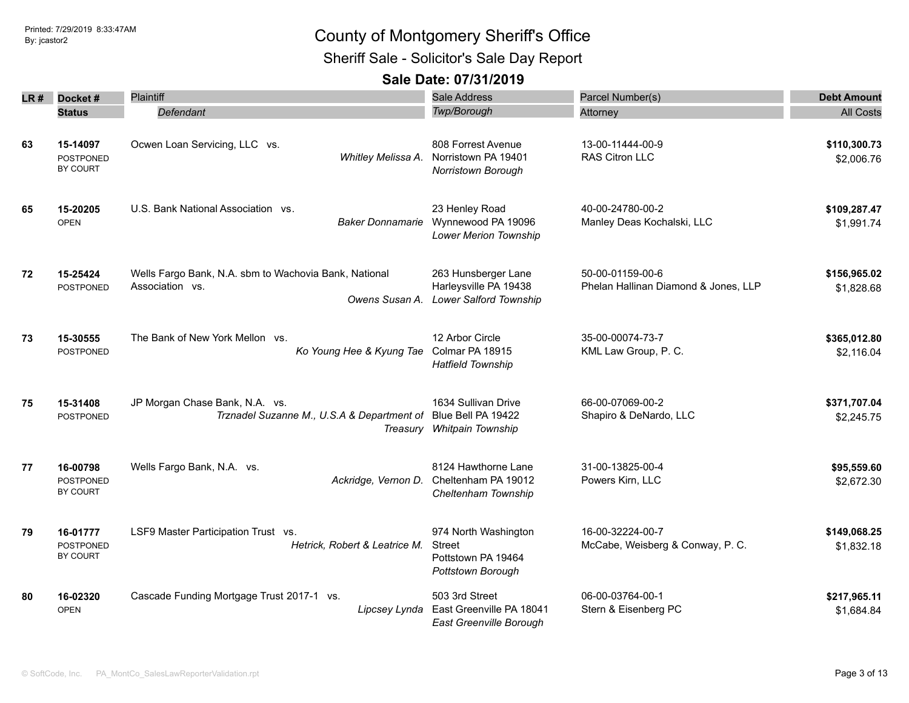# County of Montgomery Sheriff's Office

## Sheriff Sale - Solicitor's Sale Day Report

### Sale Date: 07/31/2019

Printed: 7/29/2019 8:33:47AM
By: jcastor2

| LR # | Docket # / Status | Plaintiff / *Defendant* | Sale Address / *Twp/Borough* | Parcel Number(s) / Attorney | Debt Amount / All Costs |
|---|---|---|---|---|---|
| 63 | **15-14097** POSTPONED BY COURT | Ocwen Loan Servicing, LLC vs. *Whitley Melissa A.* | 808 Forrest Avenue Norristown PA 19401 *Norristown Borough* | 13-00-11444-00-9 RAS Citron LLC | **$110,300.73** $2,006.76 |
| 65 | **15-20205** OPEN | U.S. Bank National Association vs. *Baker Donnamarie* | 23 Henley Road Wynnewood PA 19096 *Lower Merion Township* | 40-00-24780-00-2 Manley Deas Kochalski, LLC | **$109,287.47** $1,991.74 |
| 72 | **15-25424** POSTPONED | Wells Fargo Bank, N.A. sbm to Wachovia Bank, National Association vs. *Owens Susan A.* | 263 Hunsberger Lane Harleysville PA 19438 *Lower Salford Township* | 50-00-01159-00-6 Phelan Hallinan Diamond & Jones, LLP | **$156,965.02** $1,828.68 |
| 73 | **15-30555** POSTPONED | The Bank of New York Mellon vs. *Ko Young Hee & Kyung Tae* | 12 Arbor Circle Colmar PA 18915 *Hatfield Township* | 35-00-00074-73-7 KML Law Group, P. C. | **$365,012.80** $2,116.04 |
| 75 | **15-31408** POSTPONED | JP Morgan Chase Bank, N.A. vs. *Trznadel Suzanne M., U.S.A & Department of Treasury* | 1634 Sullivan Drive Blue Bell PA 19422 *Whitpain Township* | 66-00-07069-00-2 Shapiro & DeNardo, LLC | **$371,707.04** $2,245.75 |
| 77 | **16-00798** POSTPONED BY COURT | Wells Fargo Bank, N.A. vs. *Ackridge, Vernon D.* | 8124 Hawthorne Lane Cheltenham PA 19012 *Cheltenham Township* | 31-00-13825-00-4 Powers Kirn, LLC | **$95,559.60** $2,672.30 |
| 79 | **16-01777** POSTPONED BY COURT | LSF9 Master Participation Trust vs. *Hetrick, Robert & Leatrice M.* | 974 North Washington Street Pottstown PA 19464 *Pottstown Borough* | 16-00-32224-00-7 McCabe, Weisberg & Conway, P. C. | **$149,068.25** $1,832.18 |
| 80 | **16-02320** OPEN | Cascade Funding Mortgage Trust 2017-1 vs. *Lipcsey Lynda* | 503 3rd Street East Greenville PA 18041 *East Greenville Borough* | 06-00-03764-00-1 Stern & Eisenberg PC | **$217,965.11** $1,684.84 |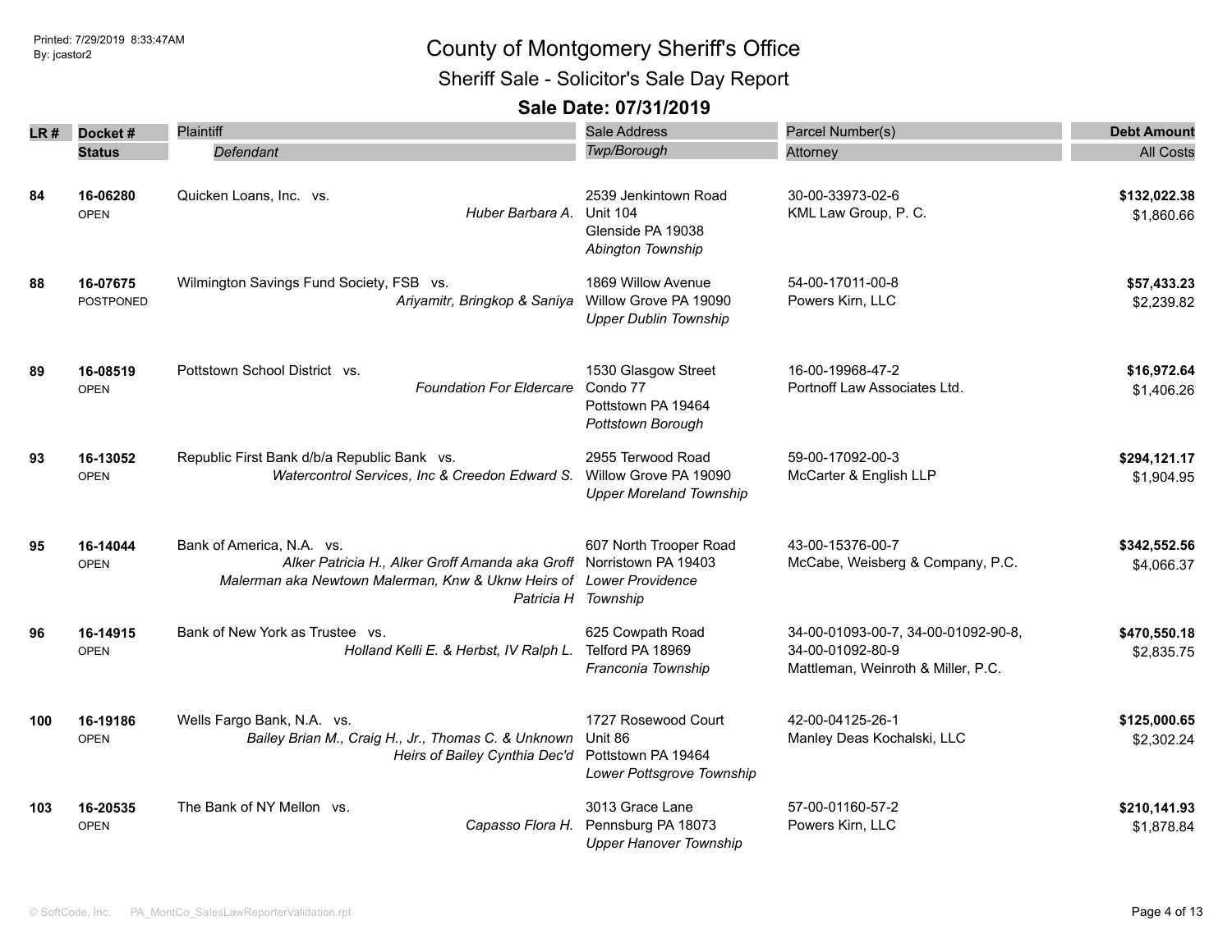# County of Montgomery Sheriff's Office

## Sheriff Sale - Solicitor's Sale Day Report

### Sale Date: 07/31/2019

| LR # | Docket # / Status | Plaintiff / Defendant | Sale Address / Twp/Borough | Parcel Number(s) / Attorney | Debt Amount / All Costs |
|---|---|---|---|---|---|
| 84 | 16-06280<br>OPEN | Quicken Loans, Inc. vs.<br>*Huber Barbara A.* | 2539 Jenkintown Road<br>Unit 104<br>Glenside PA 19038<br>*Abington Township* | 30-00-33973-02-6<br>KML Law Group, P. C. | **$132,022.38**<br>$1,860.66 |
| 88 | 16-07675<br>POSTPONED | Wilmington Savings Fund Society, FSB vs.<br>*Ariyamitr, Bringkop & Saniya* | 1869 Willow Avenue<br>Willow Grove PA 19090<br>*Upper Dublin Township* | 54-00-17011-00-8<br>Powers Kirn, LLC | **$57,433.23**<br>$2,239.82 |
| 89 | 16-08519<br>OPEN | Pottstown School District vs.<br>*Foundation For Eldercare* | 1530 Glasgow Street<br>Condo 77<br>Pottstown PA 19464<br>*Pottstown Borough* | 16-00-19968-47-2<br>Portnoff Law Associates Ltd. | **$16,972.64**<br>$1,406.26 |
| 93 | 16-13052<br>OPEN | Republic First Bank d/b/a Republic Bank vs.<br>*Watercontrol Services, Inc & Creedon Edward S.* | 2955 Terwood Road<br>Willow Grove PA 19090<br>*Upper Moreland Township* | 59-00-17092-00-3<br>McCarter & English LLP | **$294,121.17**<br>$1,904.95 |
| 95 | 16-14044<br>OPEN | Bank of America, N.A. vs.<br>*Alker Patricia H., Alker Groff Amanda aka Groff Malerman aka Newtown Malerman, Knw & Uknw Heirs of Patricia H* | 607 North Trooper Road<br>Norristown PA 19403<br>*Lower Providence Township* | 43-00-15376-00-7<br>McCabe, Weisberg & Company, P.C. | **$342,552.56**<br>$4,066.37 |
| 96 | 16-14915<br>OPEN | Bank of New York as Trustee vs.<br>*Holland Kelli E. & Herbst, IV Ralph L.* | 625 Cowpath Road<br>Telford PA 18969<br>*Franconia Township* | 34-00-01093-00-7, 34-00-01092-90-8, 34-00-01092-80-9<br>Mattleman, Weinroth & Miller, P.C. | **$470,550.18**<br>$2,835.75 |
| 100 | 16-19186<br>OPEN | Wells Fargo Bank, N.A. vs.<br>*Bailey Brian M., Craig H., Jr., Thomas C. & Unknown Heirs of Bailey Cynthia Dec'd* | 1727 Rosewood Court<br>Unit 86<br>Pottstown PA 19464<br>*Lower Pottsgrove Township* | 42-00-04125-26-1<br>Manley Deas Kochalski, LLC | **$125,000.65**<br>$2,302.24 |
| 103 | 16-20535<br>OPEN | The Bank of NY Mellon vs.<br>*Capasso Flora H.* | 3013 Grace Lane<br>Pennsburg PA 18073<br>*Upper Hanover Township* | 57-00-01160-57-2<br>Powers Kirn, LLC | **$210,141.93**<br>$1,878.84 |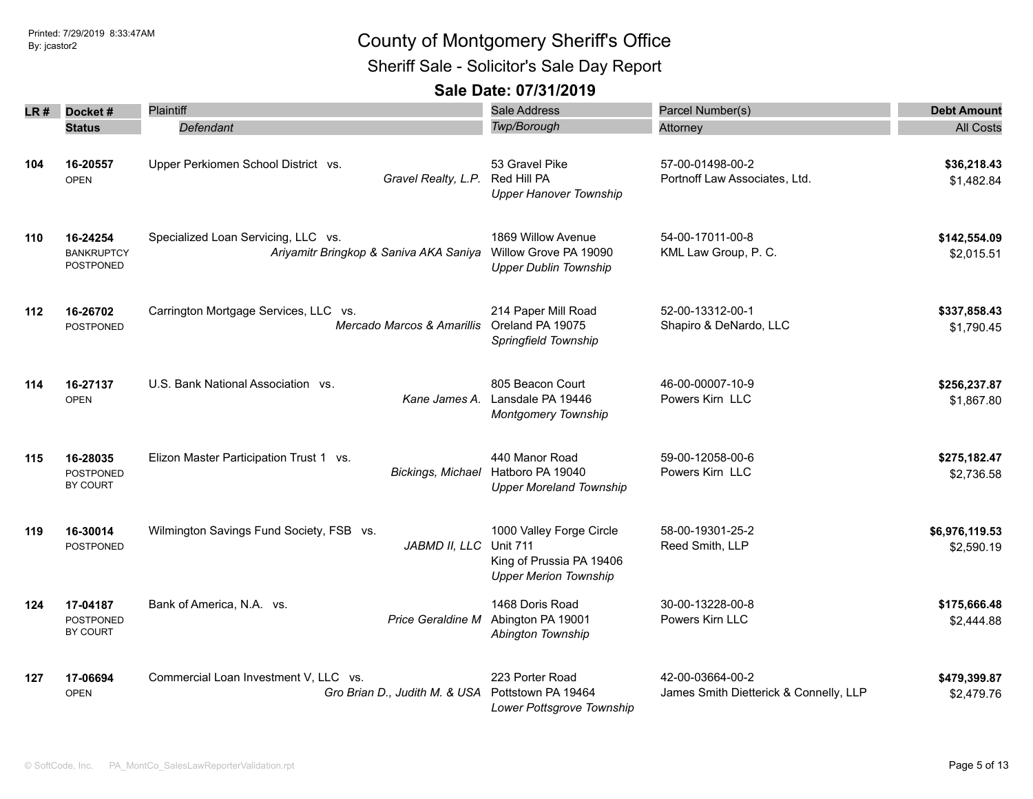# County of Montgomery Sheriff's Office

## Sheriff Sale - Solicitor's Sale Day Report

### Sale Date: 07/31/2019

| LR # | Docket # / Status | Plaintiff / *Defendant* | Sale Address / *Twp/Borough* | Parcel Number(s) / Attorney | Debt Amount / All Costs |
|---|---|---|---|---|---|
| 104 | **16-20557** OPEN | Upper Perkiomen School District vs. *Gravel Realty, L.P.* | 53 Gravel Pike Red Hill PA *Upper Hanover Township* | 57-00-01498-00-2 Portnoff Law Associates, Ltd. | **$36,218.43** $1,482.84 |
| 110 | **16-24254** BANKRUPTCY POSTPONED | Specialized Loan Servicing, LLC vs. *Ariyamitr Bringkop & Saniva AKA Saniya* | 1869 Willow Avenue Willow Grove PA 19090 *Upper Dublin Township* | 54-00-17011-00-8 KML Law Group, P. C. | **$142,554.09** $2,015.51 |
| 112 | **16-26702** POSTPONED | Carrington Mortgage Services, LLC vs. *Mercado Marcos & Amarillis* | 214 Paper Mill Road Oreland PA 19075 *Springfield Township* | 52-00-13312-00-1 Shapiro & DeNardo, LLC | **$337,858.43** $1,790.45 |
| 114 | **16-27137** OPEN | U.S. Bank National Association vs. *Kane James A.* | 805 Beacon Court Lansdale PA 19446 *Montgomery Township* | 46-00-00007-10-9 Powers Kirn LLC | **$256,237.87** $1,867.80 |
| 115 | **16-28035** POSTPONED BY COURT | Elizon Master Participation Trust 1 vs. *Bickings, Michael* | 440 Manor Road Hatboro PA 19040 *Upper Moreland Township* | 59-00-12058-00-6 Powers Kirn LLC | **$275,182.47** $2,736.58 |
| 119 | **16-30014** POSTPONED | Wilmington Savings Fund Society, FSB vs. *JABMD II, LLC* | 1000 Valley Forge Circle Unit 711 King of Prussia PA 19406 *Upper Merion Township* | 58-00-19301-25-2 Reed Smith, LLP | **$6,976,119.53** $2,590.19 |
| 124 | **17-04187** POSTPONED BY COURT | Bank of America, N.A. vs. *Price Geraldine M* | 1468 Doris Road Abington PA 19001 *Abington Township* | 30-00-13228-00-8 Powers Kirn LLC | **$175,666.48** $2,444.88 |
| 127 | **17-06694** OPEN | Commercial Loan Investment V, LLC vs. *Gro Brian D., Judith M. & USA* | 223 Porter Road Pottstown PA 19464 *Lower Pottsgrove Township* | 42-00-03664-00-2 James Smith Dietterick & Connelly, LLP | **$479,399.87** $2,479.76 |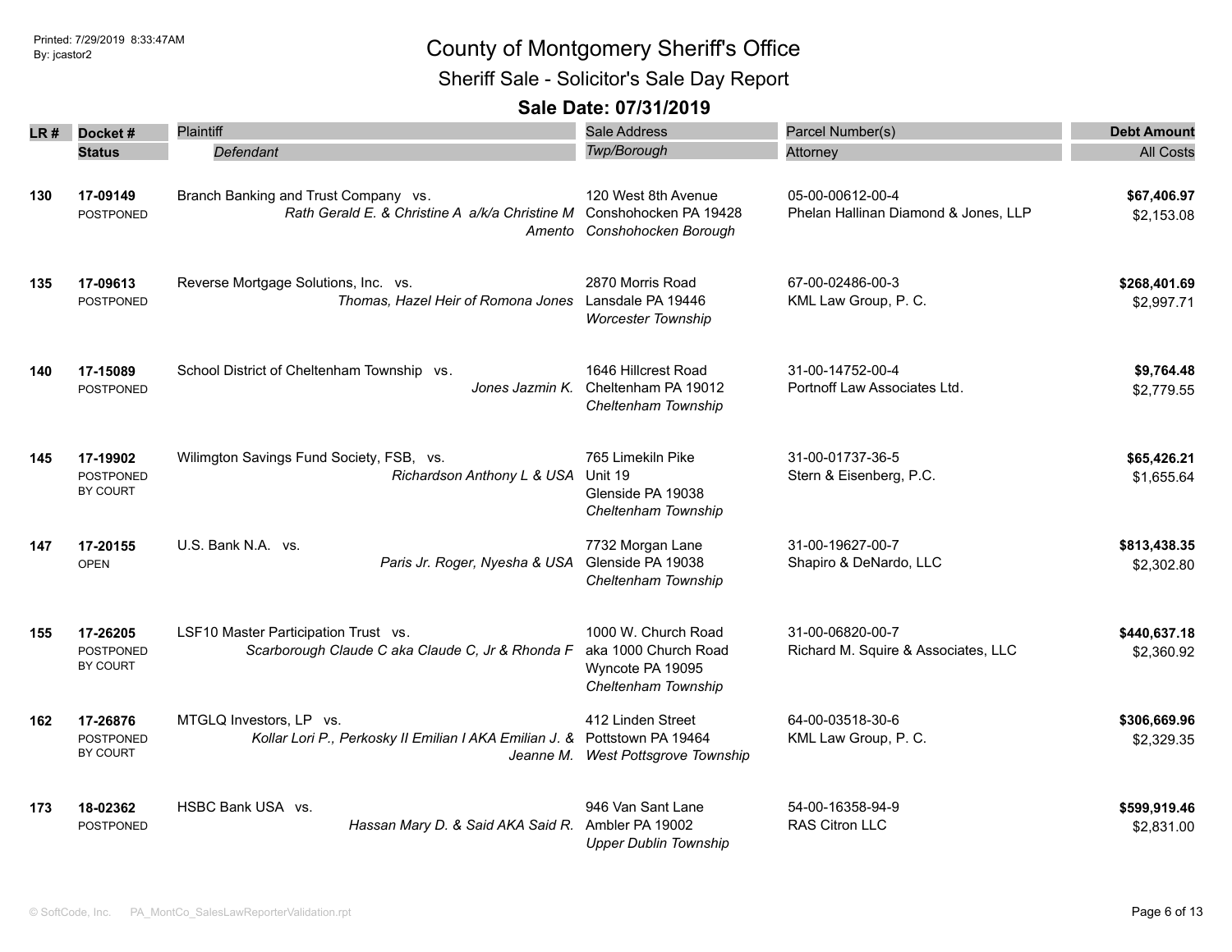# County of Montgomery Sheriff's Office

## Sheriff Sale - Solicitor's Sale Day Report

### Sale Date: 07/31/2019

| LR # | Docket # / Status | Plaintiff / *Defendant* | Sale Address / *Twp/Borough* | Parcel Number(s) / Attorney | Debt Amount / All Costs |
|---|---|---|---|---|---|
| 130 | 17-09149 POSTPONED | Branch Banking and Trust Company vs. *Rath Gerald E. & Christine A a/k/a Christine M Amento* | 120 West 8th Avenue Conshohocken PA 19428 *Conshohocken Borough* | 05-00-00612-00-4 Phelan Hallinan Diamond & Jones, LLP | **$67,406.97** $2,153.08 |
| 135 | 17-09613 POSTPONED | Reverse Mortgage Solutions, Inc. vs. *Thomas, Hazel Heir of Romona Jones* | 2870 Morris Road Lansdale PA 19446 *Worcester Township* | 67-00-02486-00-3 KML Law Group, P. C. | **$268,401.69** $2,997.71 |
| 140 | 17-15089 POSTPONED | School District of Cheltenham Township vs. *Jones Jazmin K.* | 1646 Hillcrest Road Cheltenham PA 19012 *Cheltenham Township* | 31-00-14752-00-4 Portnoff Law Associates Ltd. | **$9,764.48** $2,779.55 |
| 145 | 17-19902 POSTPONED BY COURT | Wilimgton Savings Fund Society, FSB, vs. *Richardson Anthony L & USA* | 765 Limekiln Pike Unit 19 Glenside PA 19038 *Cheltenham Township* | 31-00-01737-36-5 Stern & Eisenberg, P.C. | **$65,426.21** $1,655.64 |
| 147 | 17-20155 OPEN | U.S. Bank N.A. vs. *Paris Jr. Roger, Nyesha & USA* | 7732 Morgan Lane Glenside PA 19038 *Cheltenham Township* | 31-00-19627-00-7 Shapiro & DeNardo, LLC | **$813,438.35** $2,302.80 |
| 155 | 17-26205 POSTPONED BY COURT | LSF10 Master Participation Trust vs. *Scarborough Claude C aka Claude C, Jr & Rhonda F* | 1000 W. Church Road aka 1000 Church Road Wyncote PA 19095 *Cheltenham Township* | 31-00-06820-00-7 Richard M. Squire & Associates, LLC | **$440,637.18** $2,360.92 |
| 162 | 17-26876 POSTPONED BY COURT | MTGLQ Investors, LP vs. *Kollar Lori P., Perkosky II Emilian I AKA Emilian J. & Jeanne M.* | 412 Linden Street Pottstown PA 19464 *West Pottsgrove Township* | 64-00-03518-30-6 KML Law Group, P. C. | **$306,669.96** $2,329.35 |
| 173 | 18-02362 POSTPONED | HSBC Bank USA vs. *Hassan Mary D. & Said AKA Said R.* | 946 Van Sant Lane Ambler PA 19002 *Upper Dublin Township* | 54-00-16358-94-9 RAS Citron LLC | **$599,919.46** $2,831.00 |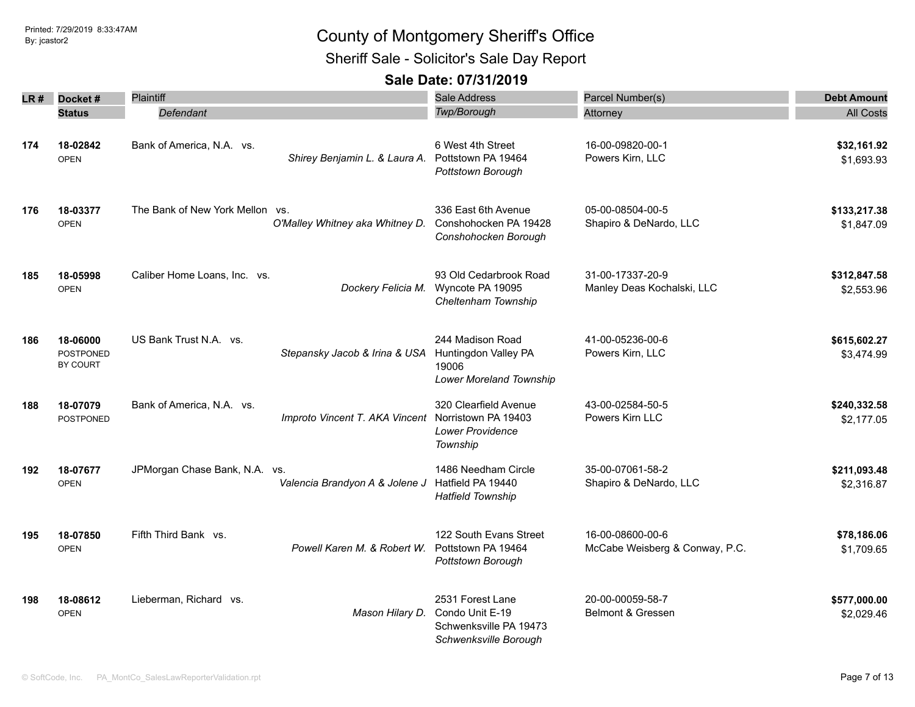# County of Montgomery Sheriff's Office

## Sheriff Sale - Solicitor's Sale Day Report

### Sale Date: 07/31/2019

| LR # | Docket # / Status | Plaintiff / Defendant | Sale Address / Twp/Borough | Parcel Number(s) / Attorney | Debt Amount / All Costs |
|---|---|---|---|---|---|
| 174 | **18-02842** OPEN | Bank of America, N.A. vs. *Shirey Benjamin L. & Laura A.* | 6 West 4th Street Pottstown PA 19464 *Pottstown Borough* | 16-00-09820-00-1 Powers Kirn, LLC | **$32,161.92** $1,693.93 |
| 176 | **18-03377** OPEN | The Bank of New York Mellon vs. *O'Malley Whitney aka Whitney D.* | 336 East 6th Avenue Conshohocken PA 19428 *Conshohocken Borough* | 05-00-08504-00-5 Shapiro & DeNardo, LLC | **$133,217.38** $1,847.09 |
| 185 | **18-05998** OPEN | Caliber Home Loans, Inc. vs. *Dockery Felicia M.* | 93 Old Cedarbrook Road Wyncote PA 19095 *Cheltenham Township* | 31-00-17337-20-9 Manley Deas Kochalski, LLC | **$312,847.58** $2,553.96 |
| 186 | **18-06000** POSTPONED BY COURT | US Bank Trust N.A. vs. *Stepansky Jacob & Irina & USA* | 244 Madison Road Huntingdon Valley PA 19006 *Lower Moreland Township* | 41-00-05236-00-6 Powers Kirn, LLC | **$615,602.27** $3,474.99 |
| 188 | **18-07079** POSTPONED | Bank of America, N.A. vs. *Improto Vincent T. AKA Vincent* | 320 Clearfield Avenue Norristown PA 19403 *Lower Providence Township* | 43-00-02584-50-5 Powers Kirn LLC | **$240,332.58** $2,177.05 |
| 192 | **18-07677** OPEN | JPMorgan Chase Bank, N.A. vs. *Valencia Brandyon A & Jolene J* | 1486 Needham Circle Hatfield PA 19440 *Hatfield Township* | 35-00-07061-58-2 Shapiro & DeNardo, LLC | **$211,093.48** $2,316.87 |
| 195 | **18-07850** OPEN | Fifth Third Bank vs. *Powell Karen M. & Robert W.* | 122 South Evans Street Pottstown PA 19464 *Pottstown Borough* | 16-00-08600-00-6 McCabe Weisberg & Conway, P.C. | **$78,186.06** $1,709.65 |
| 198 | **18-08612** OPEN | Lieberman, Richard vs. *Mason Hilary D.* | 2531 Forest Lane Condo Unit E-19 Schwenksville PA 19473 *Schwenksville Borough* | 20-00-00059-58-7 Belmont & Gressen | **$577,000.00** $2,029.46 |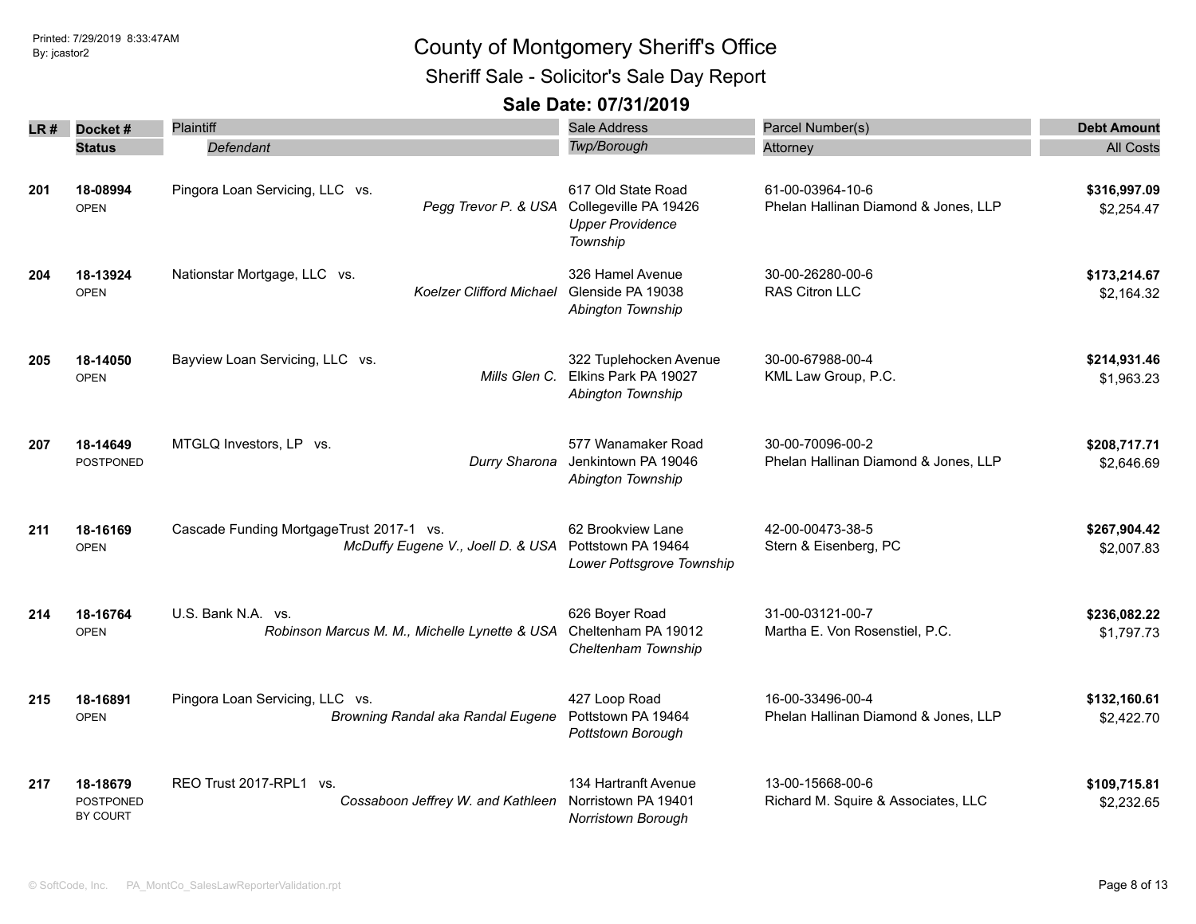# County of Montgomery Sheriff's Office

## Sheriff Sale - Solicitor's Sale Day Report

### Sale Date: 07/31/2019

| LR # | Docket # / Status | Plaintiff / Defendant | Sale Address / Twp/Borough | Parcel Number(s) / Attorney | Debt Amount / All Costs |
|---|---|---|---|---|---|
| 201 | **18-08994** OPEN | Pingora Loan Servicing, LLC vs. *Pegg Trevor P. & USA* | 617 Old State Road Collegeville PA 19426 *Upper Providence Township* | 61-00-03964-10-6 Phelan Hallinan Diamond & Jones, LLP | **$316,997.09** $2,254.47 |
| 204 | **18-13924** OPEN | Nationstar Mortgage, LLC vs. *Koelzer Clifford Michael* | 326 Hamel Avenue Glenside PA 19038 *Abington Township* | 30-00-26280-00-6 RAS Citron LLC | **$173,214.67** $2,164.32 |
| 205 | **18-14050** OPEN | Bayview Loan Servicing, LLC vs. *Mills Glen C.* | 322 Tuplehocken Avenue Elkins Park PA 19027 *Abington Township* | 30-00-67988-00-4 KML Law Group, P.C. | **$214,931.46** $1,963.23 |
| 207 | **18-14649** POSTPONED | MTGLQ Investors, LP vs. *Durry Sharona* | 577 Wanamaker Road Jenkintown PA 19046 *Abington Township* | 30-00-70096-00-2 Phelan Hallinan Diamond & Jones, LLP | **$208,717.71** $2,646.69 |
| 211 | **18-16169** OPEN | Cascade Funding MortgageTrust 2017-1 vs. *McDuffy Eugene V., Joell D. & USA* | 62 Brookview Lane Pottstown PA 19464 *Lower Pottsgrove Township* | 42-00-00473-38-5 Stern & Eisenberg, PC | **$267,904.42** $2,007.83 |
| 214 | **18-16764** OPEN | U.S. Bank N.A. vs. *Robinson Marcus M. M., Michelle Lynette & USA* | 626 Boyer Road Cheltenham PA 19012 *Cheltenham Township* | 31-00-03121-00-7 Martha E. Von Rosenstiel, P.C. | **$236,082.22** $1,797.73 |
| 215 | **18-16891** OPEN | Pingora Loan Servicing, LLC vs. *Browning Randal aka Randal Eugene* | 427 Loop Road Pottstown PA 19464 *Pottstown Borough* | 16-00-33496-00-4 Phelan Hallinan Diamond & Jones, LLP | **$132,160.61** $2,422.70 |
| 217 | **18-18679** POSTPONED BY COURT | REO Trust 2017-RPL1 vs. *Cossaboon Jeffrey W. and Kathleen* | 134 Hartranft Avenue Norristown PA 19401 *Norristown Borough* | 13-00-15668-00-6 Richard M. Squire & Associates, LLC | **$109,715.81** $2,232.65 |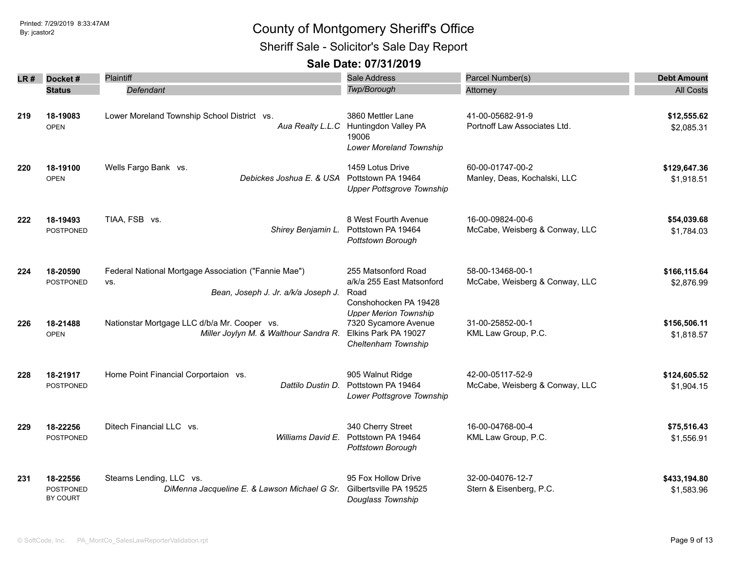Printed: 7/29/2019 8:33:47AM
By: jcastor2

# County of Montgomery Sheriff's Office

## Sheriff Sale - Solicitor's Sale Day Report

### Sale Date: 07/31/2019

| LR # | Docket # / Status | Plaintiff / *Defendant* | Sale Address / *Twp/Borough* | Parcel Number(s) / Attorney | Debt Amount / All Costs |
|---|---|---|---|---|---|
| 219 | **18-19083** OPEN | Lower Moreland Township School District vs. *Aua Realty L.L.C* | 3860 Mettler Lane Huntingdon Valley PA 19006 *Lower Moreland Township* | 41-00-05682-91-9 Portnoff Law Associates Ltd. | **$12,555.62** $2,085.31 |
| 220 | **18-19100** OPEN | Wells Fargo Bank vs. *Debickes Joshua E. & USA* | 1459 Lotus Drive Pottstown PA 19464 *Upper Pottsgrove Township* | 60-00-01747-00-2 Manley, Deas, Kochalski, LLC | **$129,647.36** $1,918.51 |
| 222 | **18-19493** POSTPONED | TIAA, FSB vs. *Shirey Benjamin L.* | 8 West Fourth Avenue Pottstown PA 19464 *Pottstown Borough* | 16-00-09824-00-6 McCabe, Weisberg & Conway, LLC | **$54,039.68** $1,784.03 |
| 224 | **18-20590** POSTPONED | Federal National Mortgage Association ("Fannie Mae") vs. *Bean, Joseph J. Jr. a/k/a Joseph J.* | 255 Matsonford Road a/k/a 255 East Matsonford Road Conshohocken PA 19428 *Upper Merion Township* | 58-00-13468-00-1 McCabe, Weisberg & Conway, LLC | **$166,115.64** $2,876.99 |
| 226 | **18-21488** OPEN | Nationstar Mortgage LLC d/b/a Mr. Cooper vs. *Miller Joylyn M. & Walthour Sandra R.* | 7320 Sycamore Avenue Elkins Park PA 19027 *Cheltenham Township* | 31-00-25852-00-1 KML Law Group, P.C. | **$156,506.11** $1,818.57 |
| 228 | **18-21917** POSTPONED | Home Point Financial Corportaion vs. *Dattilo Dustin D.* | 905 Walnut Ridge Pottstown PA 19464 *Lower Pottsgrove Township* | 42-00-05117-52-9 McCabe, Weisberg & Conway, LLC | **$124,605.52** $1,904.15 |
| 229 | **18-22256** POSTPONED | Ditech Financial LLC vs. *Williams David E.* | 340 Cherry Street Pottstown PA 19464 *Pottstown Borough* | 16-00-04768-00-4 KML Law Group, P.C. | **$75,516.43** $1,556.91 |
| 231 | **18-22556** POSTPONED BY COURT | Stearns Lending, LLC vs. *DiMenna Jacqueline E. & Lawson Michael G Sr.* | 95 Fox Hollow Drive Gilbertsville PA 19525 *Douglass Township* | 32-00-04076-12-7 Stern & Eisenberg, P.C. | **$433,194.80** $1,583.96 |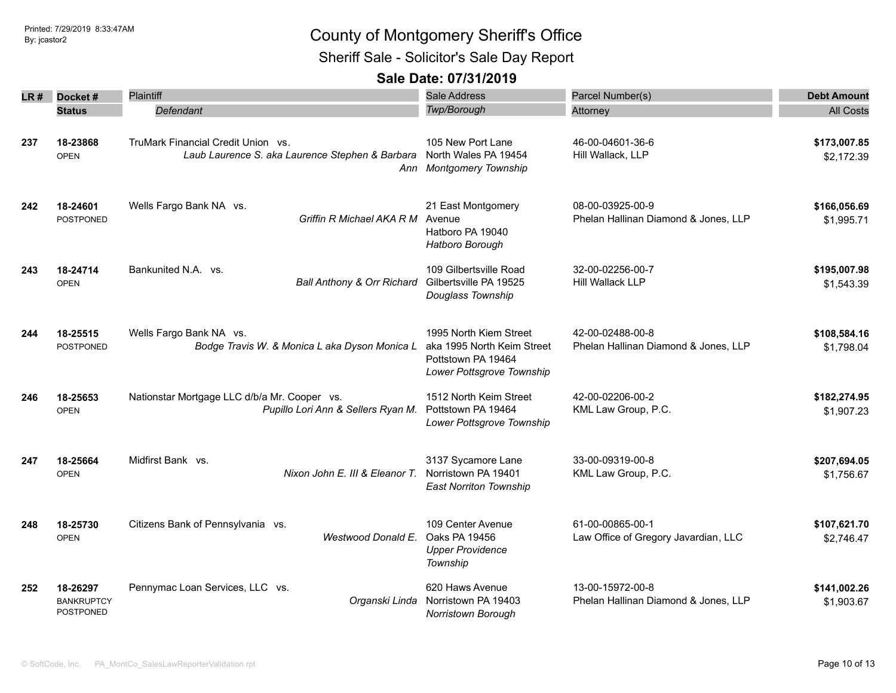Printed: 7/29/2019 8:33:47AM
By: jcastor2

# County of Montgomery Sheriff's Office

## Sheriff Sale - Solicitor's Sale Day Report

### Sale Date: 07/31/2019

| LR # | Docket # / Status | Plaintiff / *Defendant* | Sale Address / *Twp/Borough* | Parcel Number(s) / Attorney | Debt Amount / All Costs |
|---|---|---|---|---|---|
| 237 | **18-23868** OPEN | TruMark Financial Credit Union vs. *Laub Laurence S. aka Laurence Stephen & Barbara Ann* | 105 New Port Lane North Wales PA 19454 *Montgomery Township* | 46-00-04601-36-6 Hill Wallack, LLP | **$173,007.85** $2,172.39 |
| 242 | **18-24601** POSTPONED | Wells Fargo Bank NA vs. *Griffin R Michael AKA R M* | 21 East Montgomery Avenue Hatboro PA 19040 *Hatboro Borough* | 08-00-03925-00-9 Phelan Hallinan Diamond & Jones, LLP | **$166,056.69** $1,995.71 |
| 243 | **18-24714** OPEN | Bankunited N.A. vs. *Ball Anthony & Orr Richard* | 109 Gilbertsville Road Gilbertsville PA 19525 *Douglass Township* | 32-00-02256-00-7 Hill Wallack LLP | **$195,007.98** $1,543.39 |
| 244 | **18-25515** POSTPONED | Wells Fargo Bank NA vs. *Bodge Travis W. & Monica L aka Dyson Monica L* | 1995 North Kiem Street aka 1995 North Keim Street Pottstown PA 19464 *Lower Pottsgrove Township* | 42-00-02488-00-8 Phelan Hallinan Diamond & Jones, LLP | **$108,584.16** $1,798.04 |
| 246 | **18-25653** OPEN | Nationstar Mortgage LLC d/b/a Mr. Cooper vs. *Pupillo Lori Ann & Sellers Ryan M.* | 1512 North Keim Street Pottstown PA 19464 *Lower Pottsgrove Township* | 42-00-02206-00-2 KML Law Group, P.C. | **$182,274.95** $1,907.23 |
| 247 | **18-25664** OPEN | Midfirst Bank vs. *Nixon John E. III & Eleanor T.* | 3137 Sycamore Lane Norristown PA 19401 *East Norriton Township* | 33-00-09319-00-8 KML Law Group, P.C. | **$207,694.05** $1,756.67 |
| 248 | **18-25730** OPEN | Citizens Bank of Pennsylvania vs. *Westwood Donald E.* | 109 Center Avenue Oaks PA 19456 *Upper Providence Township* | 61-00-00865-00-1 Law Office of Gregory Javardian, LLC | **$107,621.70** $2,746.47 |
| 252 | **18-26297** BANKRUPTCY POSTPONED | Pennymac Loan Services, LLC vs. *Organski Linda* | 620 Haws Avenue Norristown PA 19403 *Norristown Borough* | 13-00-15972-00-8 Phelan Hallinan Diamond & Jones, LLP | **$141,002.26** $1,903.67 |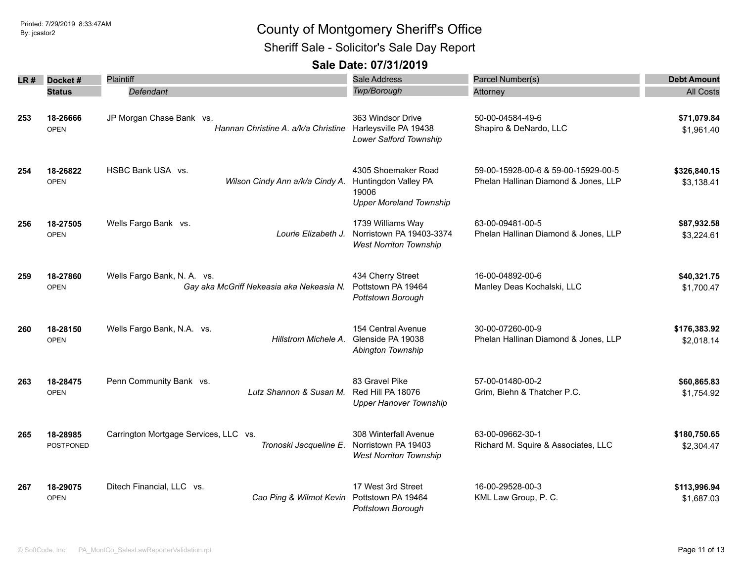# County of Montgomery Sheriff's Office

## Sheriff Sale - Solicitor's Sale Day Report

### Sale Date: 07/31/2019

| LR # | Docket # / Status | Plaintiff / Defendant | Sale Address / Twp/Borough | Parcel Number(s) / Attorney | Debt Amount / All Costs |
|---|---|---|---|---|---|
| 253 | 18-26666<br>OPEN | JP Morgan Chase Bank vs.<br>*Hannan Christine A. a/k/a Christine* | 363 Windsor Drive<br>Harleysville PA 19438<br>*Lower Salford Township* | 50-00-04584-49-6<br>Shapiro & DeNardo, LLC | **$71,079.84**<br>$1,961.40 |
| 254 | 18-26822<br>OPEN | HSBC Bank USA vs.<br>*Wilson Cindy Ann a/k/a Cindy A.* | 4305 Shoemaker Road<br>Huntingdon Valley PA 19006<br>*Upper Moreland Township* | 59-00-15928-00-6 & 59-00-15929-00-5<br>Phelan Hallinan Diamond & Jones, LLP | **$326,840.15**<br>$3,138.41 |
| 256 | 18-27505<br>OPEN | Wells Fargo Bank vs.<br>*Lourie Elizabeth J.* | 1739 Williams Way<br>Norristown PA 19403-3374<br>*West Norriton Township* | 63-00-09481-00-5<br>Phelan Hallinan Diamond & Jones, LLP | **$87,932.58**<br>$3,224.61 |
| 259 | 18-27860<br>OPEN | Wells Fargo Bank, N. A. vs.<br>*Gay aka McGriff Nekeasia aka Nekeasia N.* | 434 Cherry Street<br>Pottstown PA 19464<br>*Pottstown Borough* | 16-00-04892-00-6<br>Manley Deas Kochalski, LLC | **$40,321.75**<br>$1,700.47 |
| 260 | 18-28150<br>OPEN | Wells Fargo Bank, N.A. vs.<br>*Hillstrom Michele A.* | 154 Central Avenue<br>Glenside PA 19038<br>*Abington Township* | 30-00-07260-00-9<br>Phelan Hallinan Diamond & Jones, LLP | **$176,383.92**<br>$2,018.14 |
| 263 | 18-28475<br>OPEN | Penn Community Bank vs.<br>*Lutz Shannon & Susan M.* | 83 Gravel Pike<br>Red Hill PA 18076<br>*Upper Hanover Township* | 57-00-01480-00-2<br>Grim, Biehn & Thatcher P.C. | **$60,865.83**<br>$1,754.92 |
| 265 | 18-28985<br>POSTPONED | Carrington Mortgage Services, LLC vs.<br>*Tronoski Jacqueline E.* | 308 Winterfall Avenue<br>Norristown PA 19403<br>*West Norriton Township* | 63-00-09662-30-1<br>Richard M. Squire & Associates, LLC | **$180,750.65**<br>$2,304.47 |
| 267 | 18-29075<br>OPEN | Ditech Financial, LLC vs.<br>*Cao Ping & Wilmot Kevin* | 17 West 3rd Street<br>Pottstown PA 19464<br>*Pottstown Borough* | 16-00-29528-00-3<br>KML Law Group, P. C. | **$113,996.94**<br>$1,687.03 |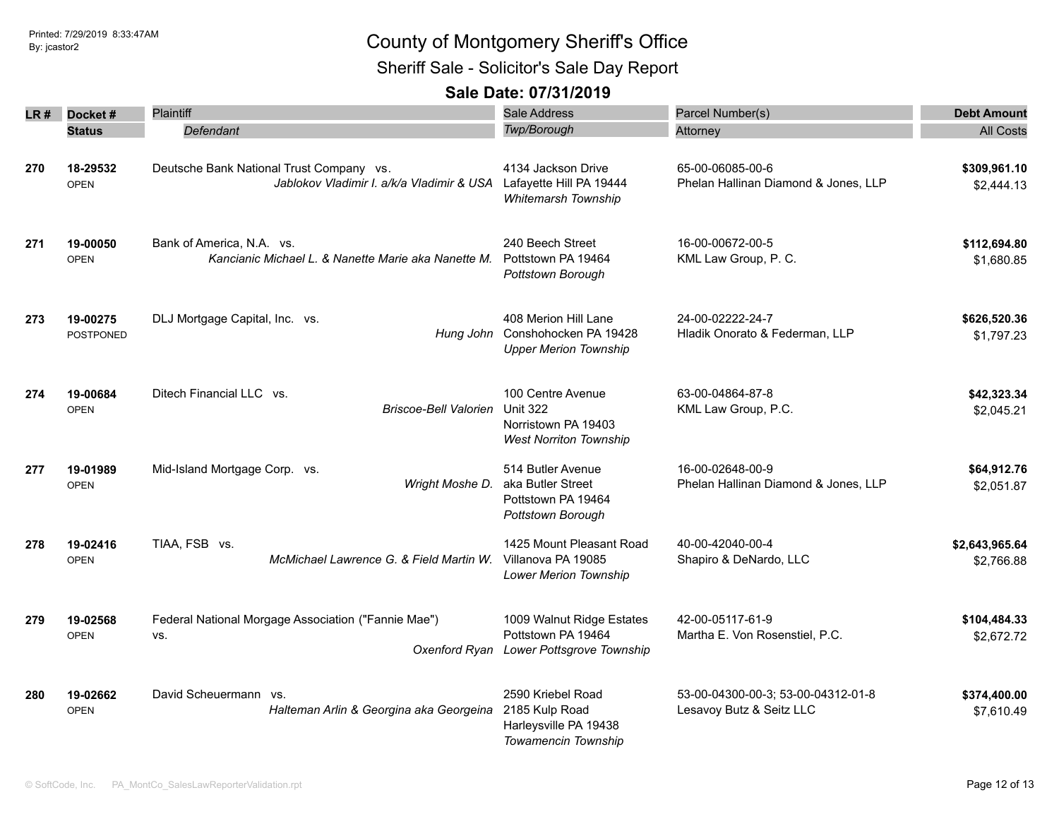# County of Montgomery Sheriff's Office

## Sheriff Sale - Solicitor's Sale Day Report

### Sale Date: 07/31/2019

| LR # | Docket # / Status | Plaintiff / *Defendant* | Sale Address / *Twp/Borough* | Parcel Number(s) / Attorney | Debt Amount / All Costs |
|---|---|---|---|---|---|
| **270** | **18-29532** OPEN | Deutsche Bank National Trust Company vs. *Jablokov Vladimir I. a/k/a Vladimir & USA* | 4134 Jackson Drive Lafayette Hill PA 19444 *Whitemarsh Township* | 65-00-06085-00-6 Phelan Hallinan Diamond & Jones, LLP | **$309,961.10** $2,444.13 |
| **271** | **19-00050** OPEN | Bank of America, N.A. vs. *Kancianic Michael L. & Nanette Marie aka Nanette M.* | 240 Beech Street Pottstown PA 19464 *Pottstown Borough* | 16-00-00672-00-5 KML Law Group, P. C. | **$112,694.80** $1,680.85 |
| **273** | **19-00275** POSTPONED | DLJ Mortgage Capital, Inc. vs. *Hung John* | 408 Merion Hill Lane Conshohocken PA 19428 *Upper Merion Township* | 24-00-02222-24-7 Hladik Onorato & Federman, LLP | **$626,520.36** $1,797.23 |
| **274** | **19-00684** OPEN | Ditech Financial LLC vs. *Briscoe-Bell Valorien* | 100 Centre Avenue Unit 322 Norristown PA 19403 *West Norriton Township* | 63-00-04864-87-8 KML Law Group, P.C. | **$42,323.34** $2,045.21 |
| **277** | **19-01989** OPEN | Mid-Island Mortgage Corp. vs. *Wright Moshe D.* | 514 Butler Avenue aka Butler Street Pottstown PA 19464 *Pottstown Borough* | 16-00-02648-00-9 Phelan Hallinan Diamond & Jones, LLP | **$64,912.76** $2,051.87 |
| **278** | **19-02416** OPEN | TIAA, FSB vs. *McMichael Lawrence G. & Field Martin W.* | 1425 Mount Pleasant Road Villanova PA 19085 *Lower Merion Township* | 40-00-42040-00-4 Shapiro & DeNardo, LLC | **$2,643,965.64** $2,766.88 |
| **279** | **19-02568** OPEN | Federal National Morgage Association ("Fannie Mae") vs. *Oxenford Ryan* | 1009 Walnut Ridge Estates Pottstown PA 19464 *Lower Pottsgrove Township* | 42-00-05117-61-9 Martha E. Von Rosenstiel, P.C. | **$104,484.33** $2,672.72 |
| **280** | **19-02662** OPEN | David Scheuermann vs. *Halteman Arlin & Georgina aka Georgeina* | 2590 Kriebel Road 2185 Kulp Road Harleysville PA 19438 *Towamencin Township* | 53-00-04300-00-3; 53-00-04312-01-8 Lesavoy Butz & Seitz LLC | **$374,400.00** $7,610.49 |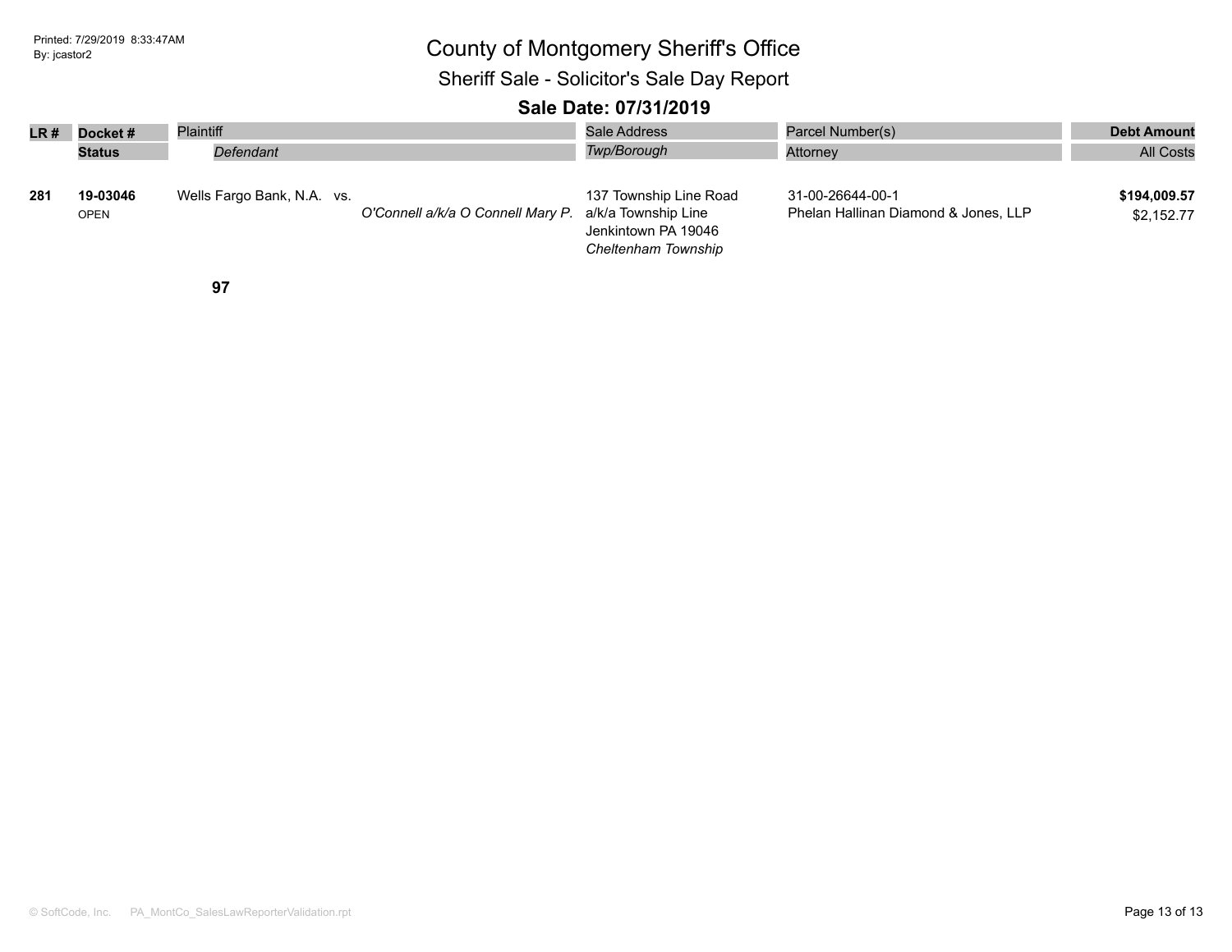# County of Montgomery Sheriff's Office

## Sheriff Sale - Solicitor's Sale Day Report

### Sale Date: 07/31/2019

| LR # | Docket # / Status | Plaintiff / *Defendant* | Sale Address / *Twp/Borough* | Parcel Number(s) / Attorney | Debt Amount / All Costs |
|---|---|---|---|---|---|
| **281** | **19-03046** OPEN | Wells Fargo Bank, N.A. vs. *O'Connell a/k/a O Connell Mary P.* | 137 Township Line Road a/k/a Township Line Jenkintown PA 19046 *Cheltenham Township* | 31-00-26644-00-1 Phelan Hallinan Diamond & Jones, LLP | **$194,009.57** $2,152.77 |

**97**